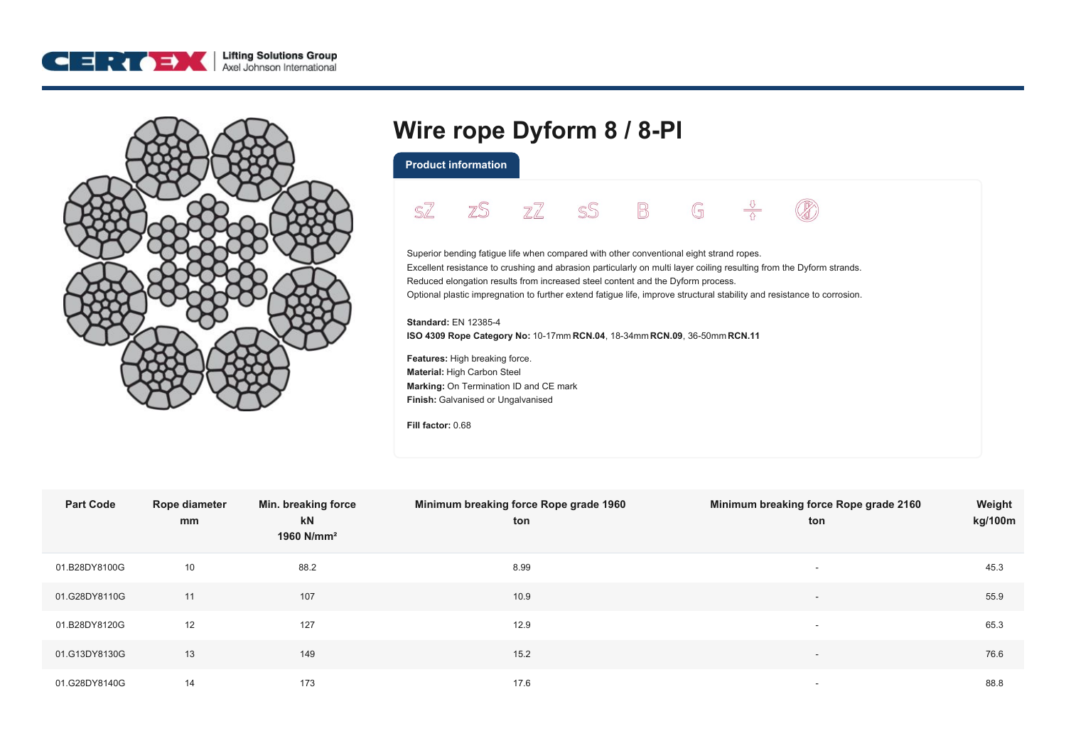# Wire rope Dyform 8 / 8-PI

## Product information

sZ zS zZ sS B G

Superior bending fatigue life when compared with other conventional eight strand ropes.
Excellent resistance to crushing and abrasion particularly on multi layer coiling resulting from the Dyform strands.
Reduced elongation results from increased steel content and the Dyform process.
Optional plastic impregnation to further extend fatigue life, improve structural stability and resistance to corrosion.

**Standard:** EN 12385-4
**ISO 4309 Rope Category No:** 10-17mm **RCN.04**, 18-34mm **RCN.09**, 36-50mm **RCN.11**

**Features:** High breaking force.
**Material:** High Carbon Steel
**Marking:** On Termination ID and CE mark
**Finish:** Galvanised or Ungalvanised

**Fill factor:** 0.68

| Part Code | Rope diameter mm | Min. breaking force kN 1960 N/mm² | Minimum breaking force Rope grade 1960 ton | Minimum breaking force Rope grade 2160 ton | Weight kg/100m |
|---|---|---|---|---|---|
| 01.B28DY8100G | 10 | 88.2 | 8.99 | - | 45.3 |
| 01.G28DY8110G | 11 | 107 | 10.9 | - | 55.9 |
| 01.B28DY8120G | 12 | 127 | 12.9 | - | 65.3 |
| 01.G13DY8130G | 13 | 149 | 15.2 | - | 76.6 |
| 01.G28DY8140G | 14 | 173 | 17.6 | - | 88.8 |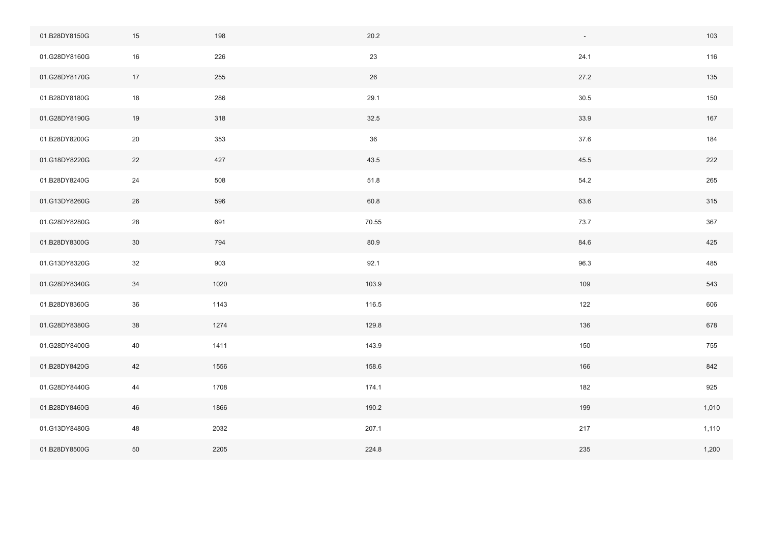| | | | | | |
|---|---|---|---|---|---|
| 01.B28DY8150G | 15 | 198 | 20.2 | - | 103 |
| 01.G28DY8160G | 16 | 226 | 23 | 24.1 | 116 |
| 01.G28DY8170G | 17 | 255 | 26 | 27.2 | 135 |
| 01.B28DY8180G | 18 | 286 | 29.1 | 30.5 | 150 |
| 01.G28DY8190G | 19 | 318 | 32.5 | 33.9 | 167 |
| 01.B28DY8200G | 20 | 353 | 36 | 37.6 | 184 |
| 01.G18DY8220G | 22 | 427 | 43.5 | 45.5 | 222 |
| 01.B28DY8240G | 24 | 508 | 51.8 | 54.2 | 265 |
| 01.G13DY8260G | 26 | 596 | 60.8 | 63.6 | 315 |
| 01.G28DY8280G | 28 | 691 | 70.55 | 73.7 | 367 |
| 01.B28DY8300G | 30 | 794 | 80.9 | 84.6 | 425 |
| 01.G13DY8320G | 32 | 903 | 92.1 | 96.3 | 485 |
| 01.G28DY8340G | 34 | 1020 | 103.9 | 109 | 543 |
| 01.B28DY8360G | 36 | 1143 | 116.5 | 122 | 606 |
| 01.G28DY8380G | 38 | 1274 | 129.8 | 136 | 678 |
| 01.G28DY8400G | 40 | 1411 | 143.9 | 150 | 755 |
| 01.B28DY8420G | 42 | 1556 | 158.6 | 166 | 842 |
| 01.G28DY8440G | 44 | 1708 | 174.1 | 182 | 925 |
| 01.B28DY8460G | 46 | 1866 | 190.2 | 199 | 1,010 |
| 01.G13DY8480G | 48 | 2032 | 207.1 | 217 | 1,110 |
| 01.B28DY8500G | 50 | 2205 | 224.8 | 235 | 1,200 |